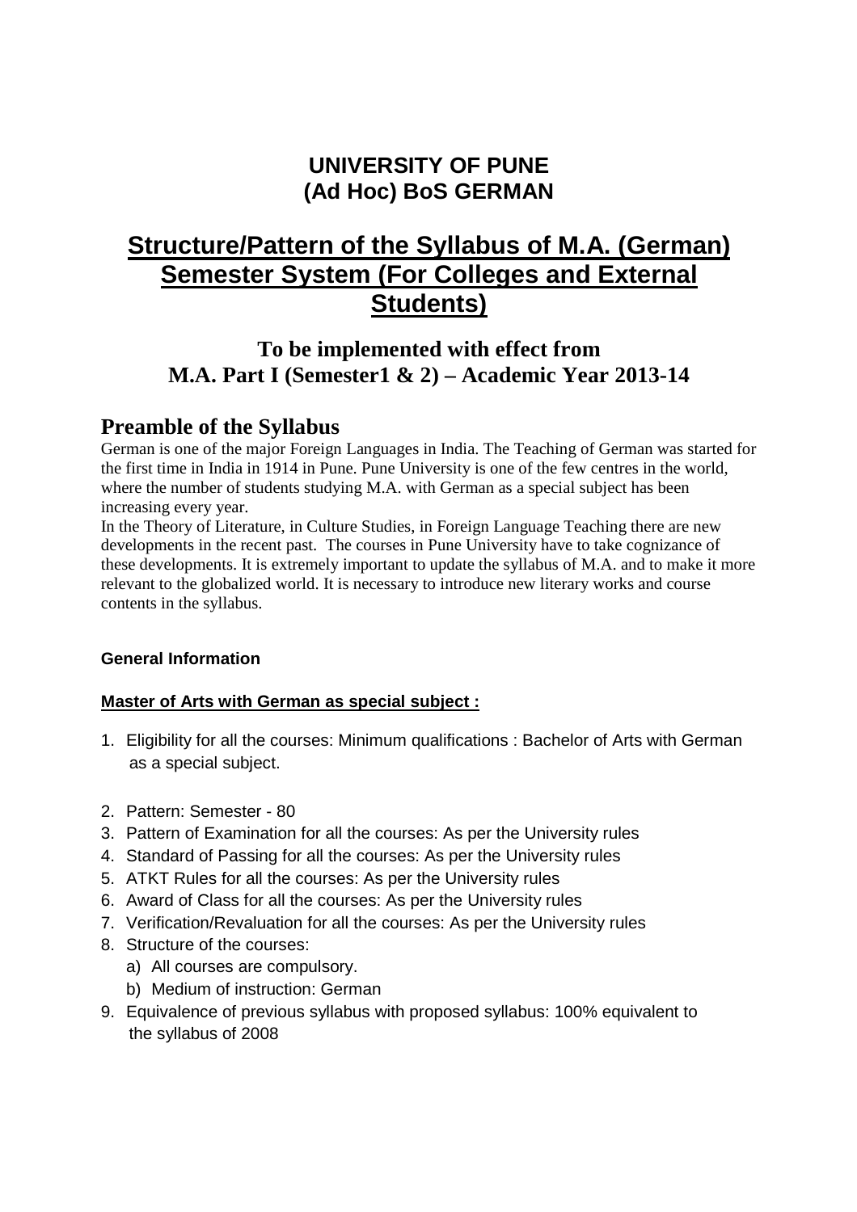# UNIVERSITY OF PUNE
# (Ad Hoc) BoS GERMAN

## Structure/Pattern of the Syllabus of M.A. (German) Semester System (For Colleges and External Students)

### To be implemented with effect from M.A. Part I (Semester1 & 2) – Academic Year 2013-14

## Preamble of the Syllabus

German is one of the major Foreign Languages in India. The Teaching of German was started for the first time in India in 1914 in Pune. Pune University is one of the few centres in the world, where the number of students studying M.A. with German as a special subject has been increasing every year.

In the Theory of Literature, in Culture Studies, in Foreign Language Teaching there are new developments in the recent past. The courses in Pune University have to take cognizance of these developments. It is extremely important to update the syllabus of M.A. and to make it more relevant to the globalized world. It is necessary to introduce new literary works and course contents in the syllabus.

**General Information**

**Master of Arts with German as special subject :**

1. Eligibility for all the courses: Minimum qualifications : Bachelor of Arts with German as a special subject.
2. Pattern: Semester - 80
3. Pattern of Examination for all the courses: As per the University rules
4. Standard of Passing for all the courses: As per the University rules
5. ATKT Rules for all the courses: As per the University rules
6. Award of Class for all the courses: As per the University rules
7. Verification/Revaluation for all the courses: As per the University rules
8. Structure of the courses:
   a) All courses are compulsory.
   b) Medium of instruction: German
9. Equivalence of previous syllabus with proposed syllabus: 100% equivalent to the syllabus of 2008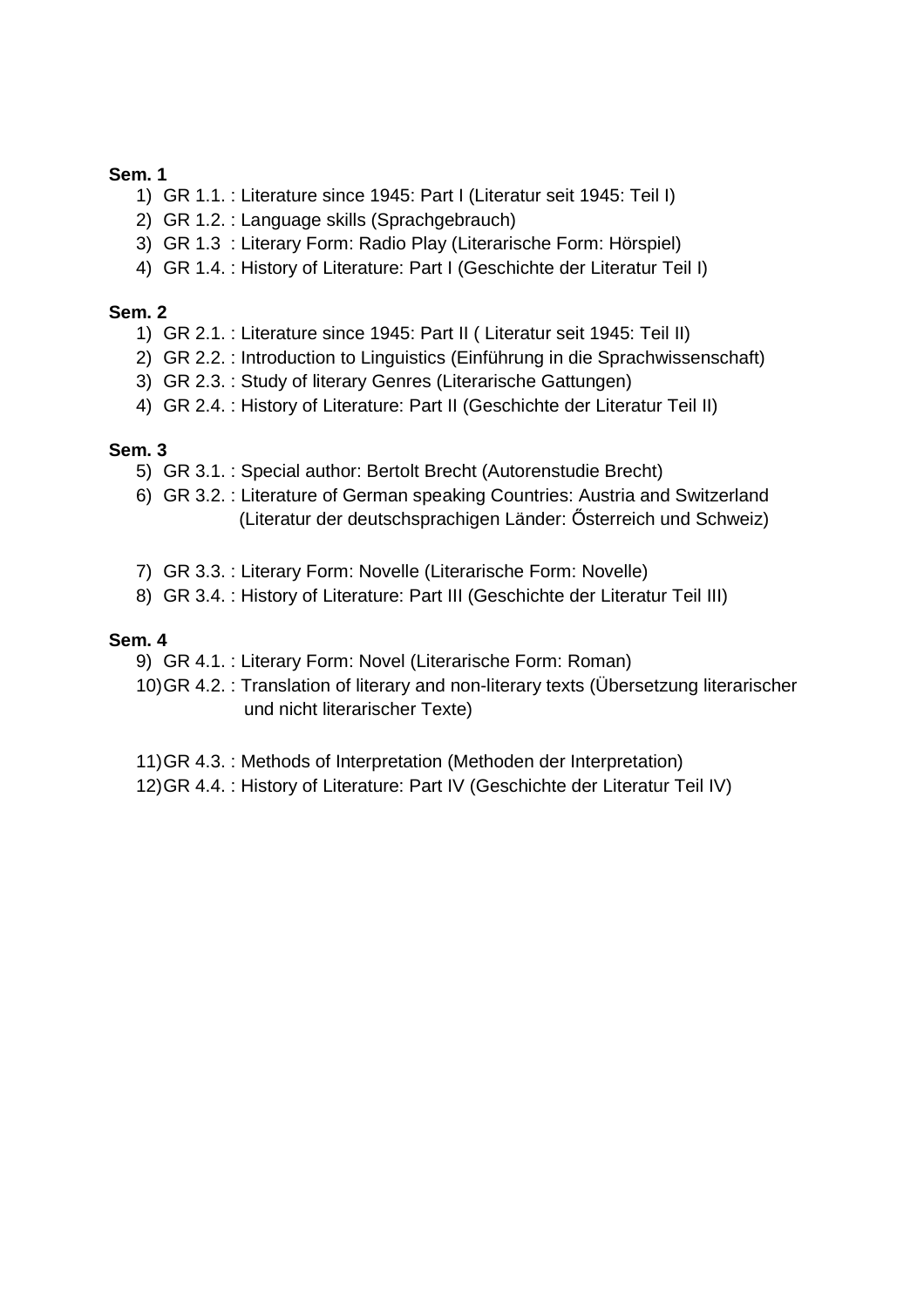**Sem. 1**

1) GR 1.1. : Literature since 1945: Part I (Literatur seit 1945: Teil I)
2) GR 1.2. : Language skills (Sprachgebrauch)
3) GR 1.3 : Literary Form: Radio Play (Literarische Form: Hörspiel)
4) GR 1.4. : History of Literature: Part I (Geschichte der Literatur Teil I)

**Sem. 2**

1) GR 2.1. : Literature since 1945: Part II ( Literatur seit 1945: Teil II)
2) GR 2.2. : Introduction to Linguistics (Einführung in die Sprachwissenschaft)
3) GR 2.3. : Study of literary Genres (Literarische Gattungen)
4) GR 2.4. : History of Literature: Part II (Geschichte der Literatur Teil II)

**Sem. 3**

5) GR 3.1. : Special author: Bertolt Brecht (Autorenstudie Brecht)
6) GR 3.2. : Literature of German speaking Countries: Austria and Switzerland (Literatur der deutschsprachigen Länder: Ősterreich und Schweiz)
7) GR 3.3. : Literary Form: Novelle (Literarische Form: Novelle)
8) GR 3.4. : History of Literature: Part III (Geschichte der Literatur Teil III)

**Sem. 4**

9) GR 4.1. : Literary Form: Novel (Literarische Form: Roman)
10) GR 4.2. : Translation of literary and non-literary texts (Übersetzung literarischer und nicht literarischer Texte)
11) GR 4.3. : Methods of Interpretation (Methoden der Interpretation)
12) GR 4.4. : History of Literature: Part IV (Geschichte der Literatur Teil IV)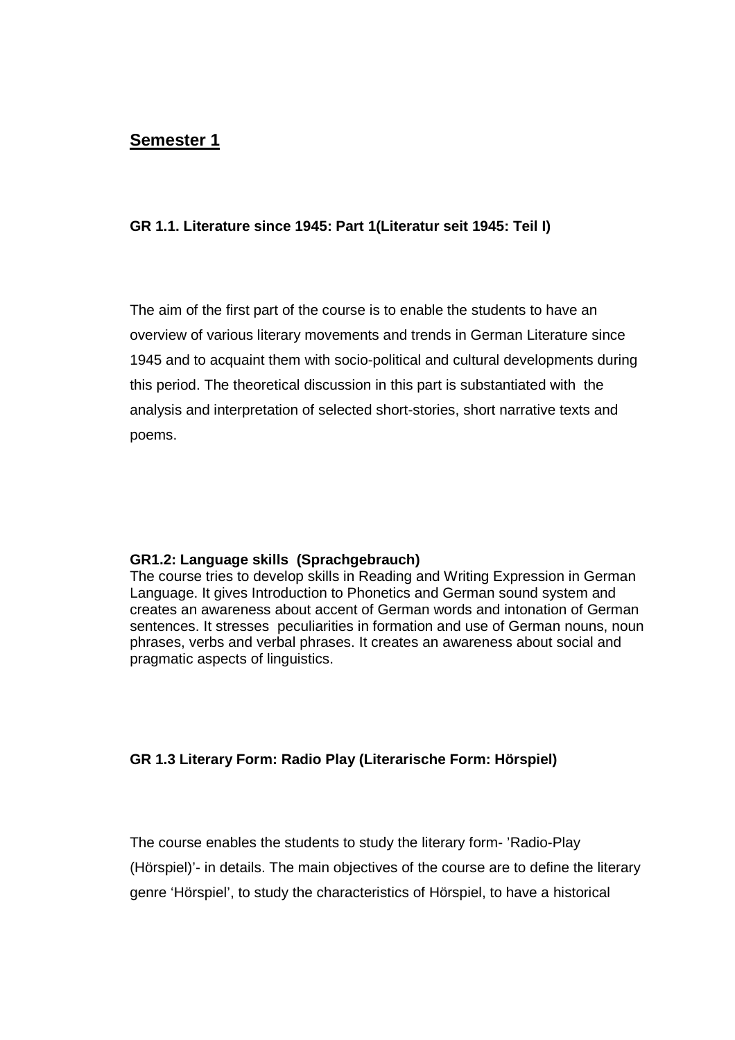## Semester 1

### GR 1.1. Literature since 1945: Part 1(Literatur seit 1945: Teil I)

The aim of the first part of the course is to enable the students to have an overview of various literary movements and trends in German Literature since 1945 and to acquaint them with socio-political and cultural developments during this period. The theoretical discussion in this part is substantiated with the analysis and interpretation of selected short-stories, short narrative texts and poems.

### GR1.2: Language skills (Sprachgebrauch)

The course tries to develop skills in Reading and Writing Expression in German Language. It gives Introduction to Phonetics and German sound system and creates an awareness about accent of German words and intonation of German sentences. It stresses peculiarities in formation and use of German nouns, noun phrases, verbs and verbal phrases. It creates an awareness about social and pragmatic aspects of linguistics.

### GR 1.3 Literary Form: Radio Play (Literarische Form: Hörspiel)

The course enables the students to study the literary form- 'Radio-Play (Hörspiel)'- in details. The main objectives of the course are to define the literary genre 'Hörspiel', to study the characteristics of Hörspiel, to have a historical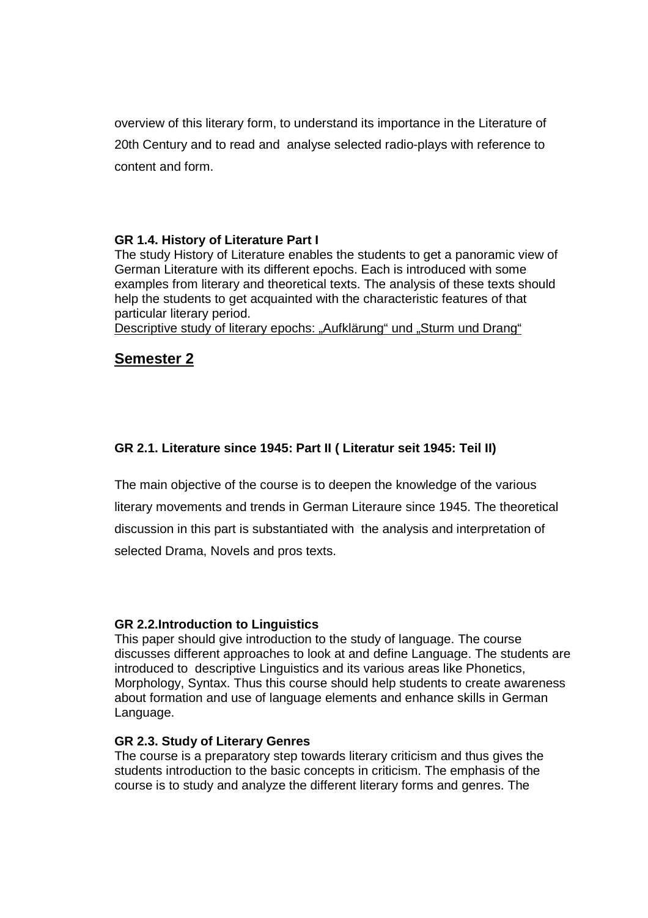overview of this literary form, to understand its importance in the Literature of 20th Century and to read and analyse selected radio-plays with reference to content and form.

**GR 1.4. History of Literature Part I**

The study History of Literature enables the students to get a panoramic view of German Literature with its different epochs. Each is introduced with some examples from literary and theoretical texts. The analysis of these texts should help the students to get acquainted with the characteristic features of that particular literary period.

<u>Descriptive study of literary epochs: „Aufklärung" und „Sturm und Drang"</u>

## <u>Semester 2</u>

**GR 2.1. Literature since 1945: Part II ( Literatur seit 1945: Teil II)**

The main objective of the course is to deepen the knowledge of the various literary movements and trends in German Literaure since 1945. The theoretical discussion in this part is substantiated with the analysis and interpretation of selected Drama, Novels and pros texts.

**GR 2.2.Introduction to Linguistics**

This paper should give introduction to the study of language. The course discusses different approaches to look at and define Language. The students are introduced to descriptive Linguistics and its various areas like Phonetics, Morphology, Syntax. Thus this course should help students to create awareness about formation and use of language elements and enhance skills in German Language.

**GR 2.3. Study of Literary Genres**

The course is a preparatory step towards literary criticism and thus gives the students introduction to the basic concepts in criticism. The emphasis of the course is to study and analyze the different literary forms and genres. The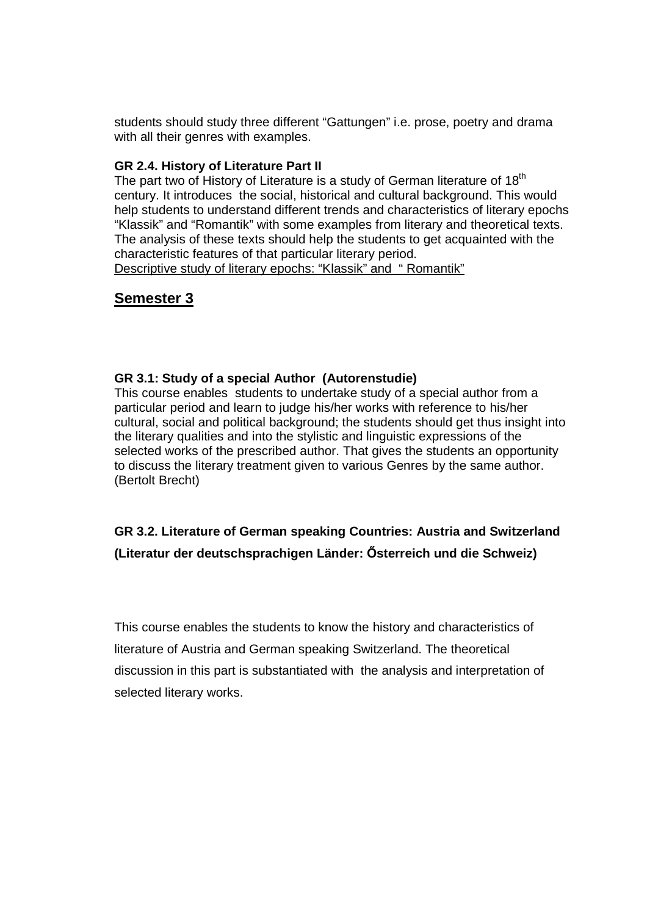students should study three different “Gattungen” i.e. prose, poetry and drama with all their genres with examples.

**GR 2.4. History of Literature Part II**

The part two of History of Literature is a study of German literature of 18th century. It introduces the social, historical and cultural background. This would help students to understand different trends and characteristics of literary epochs “Klassik” and “Romantik” with some examples from literary and theoretical texts. The analysis of these texts should help the students to get acquainted with the characteristic features of that particular literary period.

Descriptive study of literary epochs: “Klassik” and “ Romantik”

## Semester 3

**GR 3.1: Study of a special Author (Autorenstudie)**

This course enables students to undertake study of a special author from a particular period and learn to judge his/her works with reference to his/her cultural, social and political background; the students should get thus insight into the literary qualities and into the stylistic and linguistic expressions of the selected works of the prescribed author. That gives the students an opportunity to discuss the literary treatment given to various Genres by the same author. (Bertolt Brecht)

**GR 3.2. Literature of German speaking Countries: Austria and Switzerland (Literatur der deutschsprachigen Länder: Ősterreich und die Schweiz)**

This course enables the students to know the history and characteristics of literature of Austria and German speaking Switzerland. The theoretical discussion in this part is substantiated with the analysis and interpretation of selected literary works.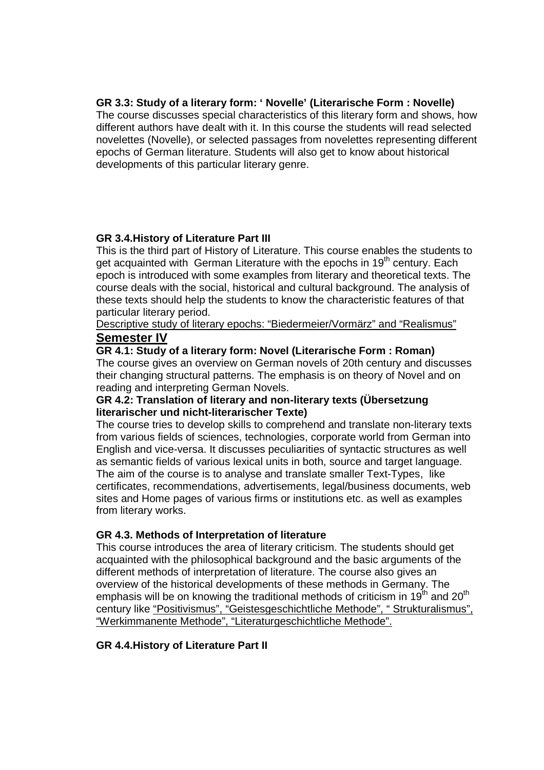**GR 3.3: Study of a literary form: ' Novelle' (Literarische Form : Novelle)**
The course discusses special characteristics of this literary form and shows, how different authors have dealt with it. In this course the students will read selected novelettes (Novelle), or selected passages from novelettes representing different epochs of German literature. Students will also get to know about historical developments of this particular literary genre.

**GR 3.4.History of Literature Part III**
This is the third part of History of Literature. This course enables the students to get acquainted with German Literature with the epochs in 19th century. Each epoch is introduced with some examples from literary and theoretical texts. The course deals with the social, historical and cultural background. The analysis of these texts should help the students to know the characteristic features of that particular literary period.
Descriptive study of literary epochs: "Biedermeier/Vormärz" and "Realismus"

## Semester IV

**GR 4.1: Study of a literary form: Novel (Literarische Form : Roman)**
The course gives an overview on German novels of 20th century and discusses their changing structural patterns. The emphasis is on theory of Novel and on reading and interpreting German Novels.

**GR 4.2: Translation of literary and non-literary texts (Übersetzung literarischer und nicht-literarischer Texte)**
The course tries to develop skills to comprehend and translate non-literary texts from various fields of sciences, technologies, corporate world from German into English and vice-versa. It discusses peculiarities of syntactic structures as well as semantic fields of various lexical units in both, source and target language. The aim of the course is to analyse and translate smaller Text-Types, like certificates, recommendations, advertisements, legal/business documents, web sites and Home pages of various firms or institutions etc. as well as examples from literary works.

**GR 4.3. Methods of Interpretation of literature**
This course introduces the area of literary criticism. The students should get acquainted with the philosophical background and the basic arguments of the different methods of interpretation of literature. The course also gives an overview of the historical developments of these methods in Germany. The emphasis will be on knowing the traditional methods of criticism in 19th and 20th century like "Positivismus", "Geistesgeschichtliche Methode", " Strukturalismus", "Werkimmanente Methode", "Literaturgeschichtliche Methode".

**GR 4.4.History of Literature Part II**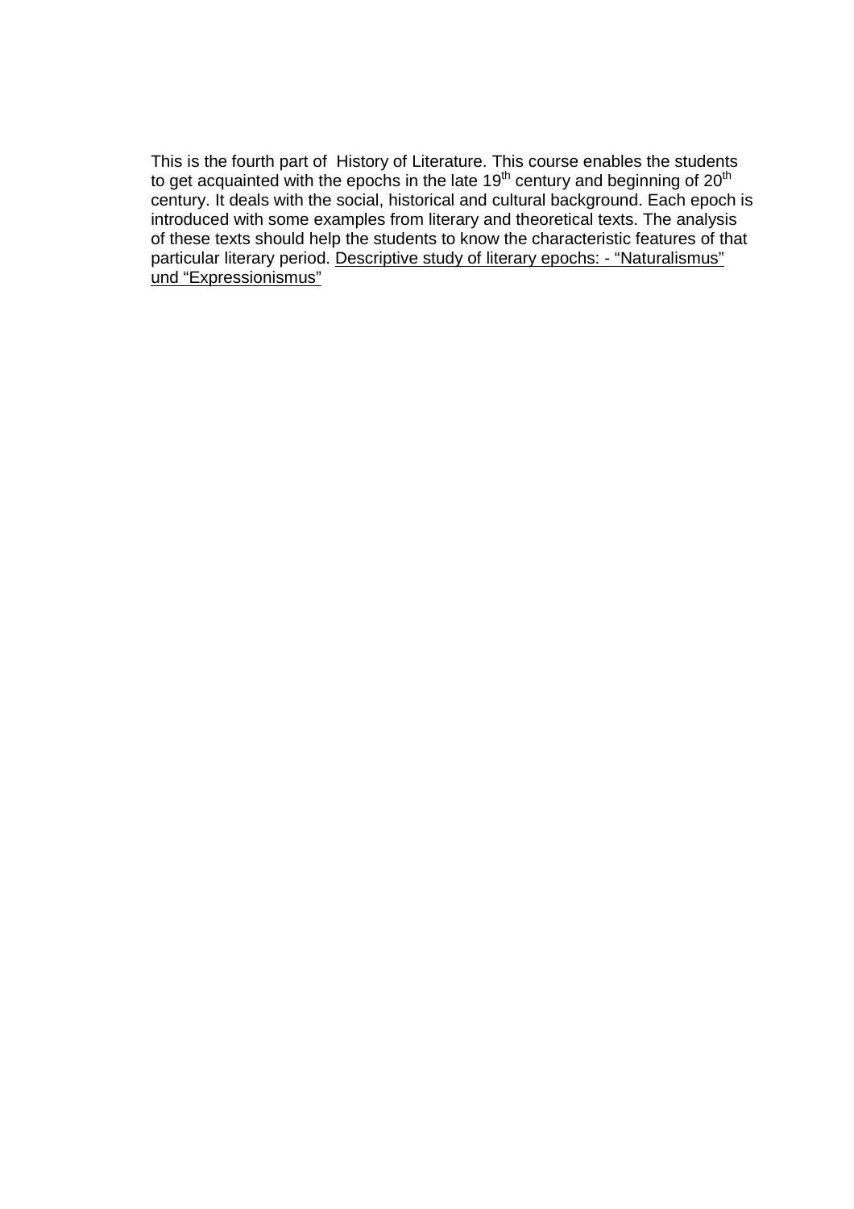This is the fourth part of History of Literature. This course enables the students to get acquainted with the epochs in the late 19th century and beginning of 20th century. It deals with the social, historical and cultural background. Each epoch is introduced with some examples from literary and theoretical texts. The analysis of these texts should help the students to know the characteristic features of that particular literary period. <u>Descriptive study of literary epochs: - “Naturalismus” und “Expressionismus”</u>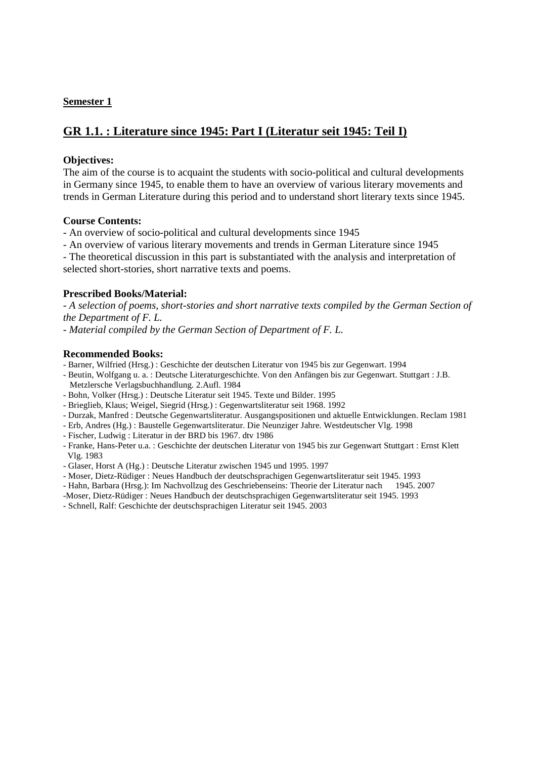**Semester 1**

## GR 1.1. : Literature since 1945: Part I (Literatur seit 1945: Teil I)

**Objectives:**

The aim of the course is to acquaint the students with socio-political and cultural developments in Germany since 1945, to enable them to have an overview of various literary movements and trends in German Literature during this period and to understand short literary texts since 1945.

**Course Contents:**

- An overview of socio-political and cultural developments since 1945
- An overview of various literary movements and trends in German Literature since 1945
- The theoretical discussion in this part is substantiated with the analysis and interpretation of selected short-stories, short narrative texts and poems.

**Prescribed Books/Material:**

- *A selection of poems, short-stories and short narrative texts compiled by the German Section of the Department of F. L.*
- *Material compiled by the German Section of Department of F. L.*

**Recommended Books:**

- Barner, Wilfried (Hrsg.) : Geschichte der deutschen Literatur von 1945 bis zur Gegenwart. 1994
- Beutin, Wolfgang u. a. : Deutsche Literaturgeschichte. Von den Anfängen bis zur Gegenwart. Stuttgart : J.B. Metzlersche Verlagsbuchhandlung. 2.Aufl. 1984
- Bohn, Volker (Hrsg.) : Deutsche Literatur seit 1945. Texte und Bilder. 1995
- Brieglieb, Klaus; Weigel, Siegrid (Hrsg.) : Gegenwartsliteratur seit 1968. 1992
- Durzak, Manfred : Deutsche Gegenwartsliteratur. Ausgangspositionen und aktuelle Entwicklungen. Reclam 1981
- Erb, Andres (Hg.) : Baustelle Gegenwartsliteratur. Die Neunziger Jahre. Westdeutscher Vlg. 1998
- Fischer, Ludwig : Literatur in der BRD bis 1967. dtv 1986
- Franke, Hans-Peter u.a. : Geschichte der deutschen Literatur von 1945 bis zur Gegenwart Stuttgart : Ernst Klett Vlg. 1983
- Glaser, Horst A (Hg.) : Deutsche Literatur zwischen 1945 und 1995. 1997
- Moser, Dietz-Rüdiger : Neues Handbuch der deutschsprachigen Gegenwartsliteratur seit 1945. 1993
- Hahn, Barbara (Hrsg.): Im Nachvollzug des Geschriebenseins: Theorie der Literatur nach 1945. 2007
- Moser, Dietz-Rüdiger : Neues Handbuch der deutschsprachigen Gegenwartsliteratur seit 1945. 1993
- Schnell, Ralf: Geschichte der deutschsprachigen Literatur seit 1945. 2003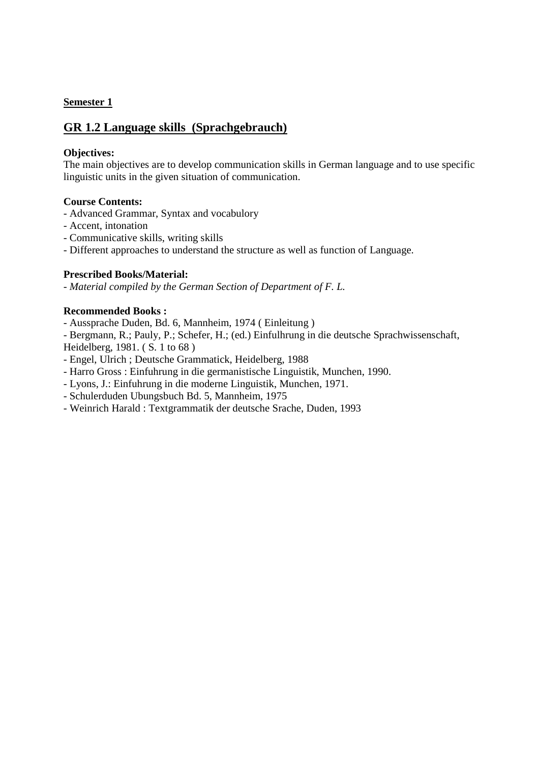**Semester 1**

## GR 1.2 Language skills (Sprachgebrauch)

**Objectives:**
The main objectives are to develop communication skills in German language and to use specific linguistic units in the given situation of communication.

**Course Contents:**
- Advanced Grammar, Syntax and vocabulory
- Accent, intonation
- Communicative skills, writing skills
- Different approaches to understand the structure as well as function of Language.

**Prescribed Books/Material:**
- *Material compiled by the German Section of Department of F. L.*

**Recommended Books :**
- Aussprache Duden, Bd. 6, Mannheim, 1974 ( Einleitung )
- Bergmann, R.; Pauly, P.; Schefer, H.; (ed.) Einfulhrung in die deutsche Sprachwissenschaft, Heidelberg, 1981. ( S. 1 to 68 )
- Engel, Ulrich ; Deutsche Grammatick, Heidelberg, 1988
- Harro Gross : Einfuhrung in die germanistische Linguistik, Munchen, 1990.
- Lyons, J.: Einfuhrung in die moderne Linguistik, Munchen, 1971.
- Schulerduden Ubungsbuch Bd. 5, Mannheim, 1975
- Weinrich Harald : Textgrammatik der deutsche Srache, Duden, 1993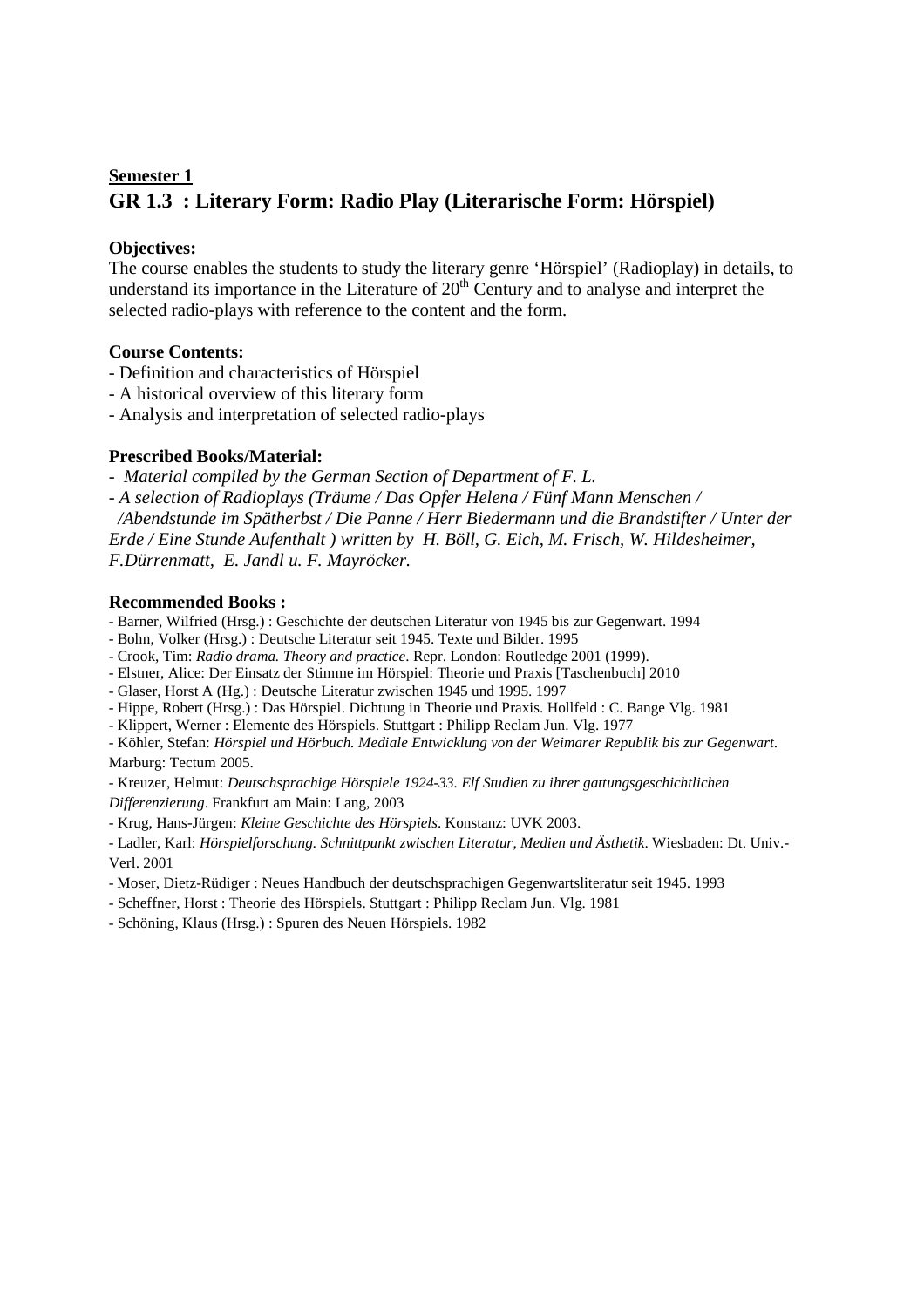**Semester 1**

## GR 1.3 : Literary Form: Radio Play (Literarische Form: Hörspiel)

**Objectives:**

The course enables the students to study the literary genre 'Hörspiel' (Radioplay) in details, to understand its importance in the Literature of 20th Century and to analyse and interpret the selected radio-plays with reference to the content and the form.

**Course Contents:**

- Definition and characteristics of Hörspiel
- A historical overview of this literary form
- Analysis and interpretation of selected radio-plays

**Prescribed Books/Material:**

- *Material compiled by the German Section of Department of F. L.*
- *A selection of Radioplays (Träume / Das Opfer Helena / Fünf Mann Menschen / /Abendstunde im Spätherbst / Die Panne / Herr Biedermann und die Brandstifter / Unter der Erde / Eine Stunde Aufenthalt ) written by H. Böll, G. Eich, M. Frisch, W. Hildesheimer, F.Dürrenmatt, E. Jandl u. F. Mayröcker.*

**Recommended Books :**

- Barner, Wilfried (Hrsg.) : Geschichte der deutschen Literatur von 1945 bis zur Gegenwart. 1994
- Bohn, Volker (Hrsg.) : Deutsche Literatur seit 1945. Texte und Bilder. 1995
- Crook, Tim: *Radio drama. Theory and practice*. Repr. London: Routledge 2001 (1999).
- Elstner, Alice: Der Einsatz der Stimme im Hörspiel: Theorie und Praxis [Taschenbuch] 2010
- Glaser, Horst A (Hg.) : Deutsche Literatur zwischen 1945 und 1995. 1997
- Hippe, Robert (Hrsg.) : Das Hörspiel. Dichtung in Theorie und Praxis. Hollfeld : C. Bange Vlg. 1981
- Klippert, Werner : Elemente des Hörspiels. Stuttgart : Philipp Reclam Jun. Vlg. 1977
- Köhler, Stefan: *Hörspiel und Hörbuch. Mediale Entwicklung von der Weimarer Republik bis zur Gegenwart*. Marburg: Tectum 2005.
- Kreuzer, Helmut: *Deutschsprachige Hörspiele 1924-33. Elf Studien zu ihrer gattungsgeschichtlichen Differenzierung*. Frankfurt am Main: Lang, 2003
- Krug, Hans-Jürgen: *Kleine Geschichte des Hörspiels*. Konstanz: UVK 2003.
- Ladler, Karl: *Hörspielforschung. Schnittpunkt zwischen Literatur, Medien und Ästhetik*. Wiesbaden: Dt. Univ.-Verl. 2001
- Moser, Dietz-Rüdiger : Neues Handbuch der deutschsprachigen Gegenwartsliteratur seit 1945. 1993
- Scheffner, Horst : Theorie des Hörspiels. Stuttgart : Philipp Reclam Jun. Vlg. 1981
- Schöning, Klaus (Hrsg.) : Spuren des Neuen Hörspiels. 1982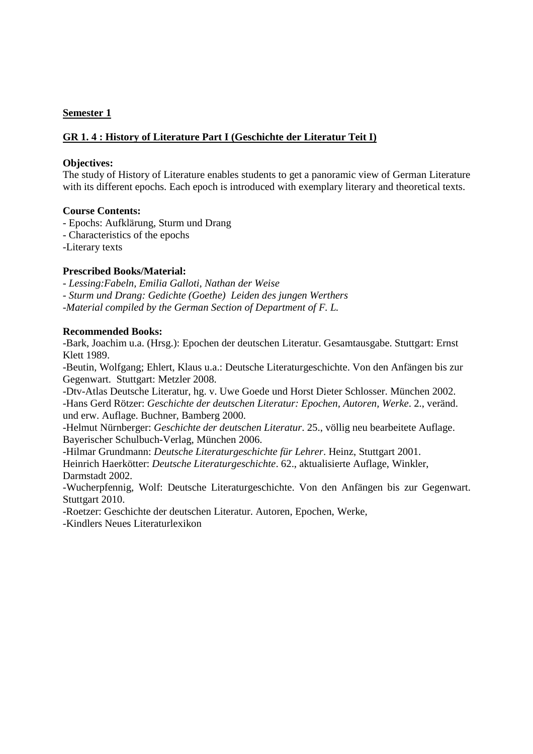**Semester 1**

**GR 1. 4 : History of Literature Part I (Geschichte der Literatur Teit I)**

**Objectives:**
The study of History of Literature enables students to get a panoramic view of German Literature with its different epochs. Each epoch is introduced with exemplary literary and theoretical texts.

**Course Contents:**
- Epochs: Aufklärung, Sturm und Drang
- Characteristics of the epochs
-Literary texts

**Prescribed Books/Material:**
- *Lessing:Fabeln, Emilia Galloti, Nathan der Weise*
- *Sturm und Drang: Gedichte (Goethe) Leiden des jungen Werthers*
-*Material compiled by the German Section of Department of F. L.*

**Recommended Books:**
-Bark, Joachim u.a. (Hrsg.): Epochen der deutschen Literatur. Gesamtausgabe. Stuttgart: Ernst Klett 1989.
-Beutin, Wolfgang; Ehlert, Klaus u.a.: Deutsche Literaturgeschichte. Von den Anfängen bis zur Gegenwart. Stuttgart: Metzler 2008.
-Dtv-Atlas Deutsche Literatur, hg. v. Uwe Goede und Horst Dieter Schlosser. München 2002.
-Hans Gerd Rötzer: *Geschichte der deutschen Literatur: Epochen, Autoren, Werke*. 2., veränd. und erw. Auflage. Buchner, Bamberg 2000.
-Helmut Nürnberger: *Geschichte der deutschen Literatur*. 25., völlig neu bearbeitete Auflage. Bayerischer Schulbuch-Verlag, München 2006.
-Hilmar Grundmann: *Deutsche Literaturgeschichte für Lehrer*. Heinz, Stuttgart 2001.
Heinrich Haerkötter: *Deutsche Literaturgeschichte*. 62., aktualisierte Auflage, Winkler, Darmstadt 2002.
-Wucherpfennig, Wolf: Deutsche Literaturgeschichte. Von den Anfängen bis zur Gegenwart. Stuttgart 2010.
-Roetzer: Geschichte der deutschen Literatur. Autoren, Epochen, Werke,
-Kindlers Neues Literaturlexikon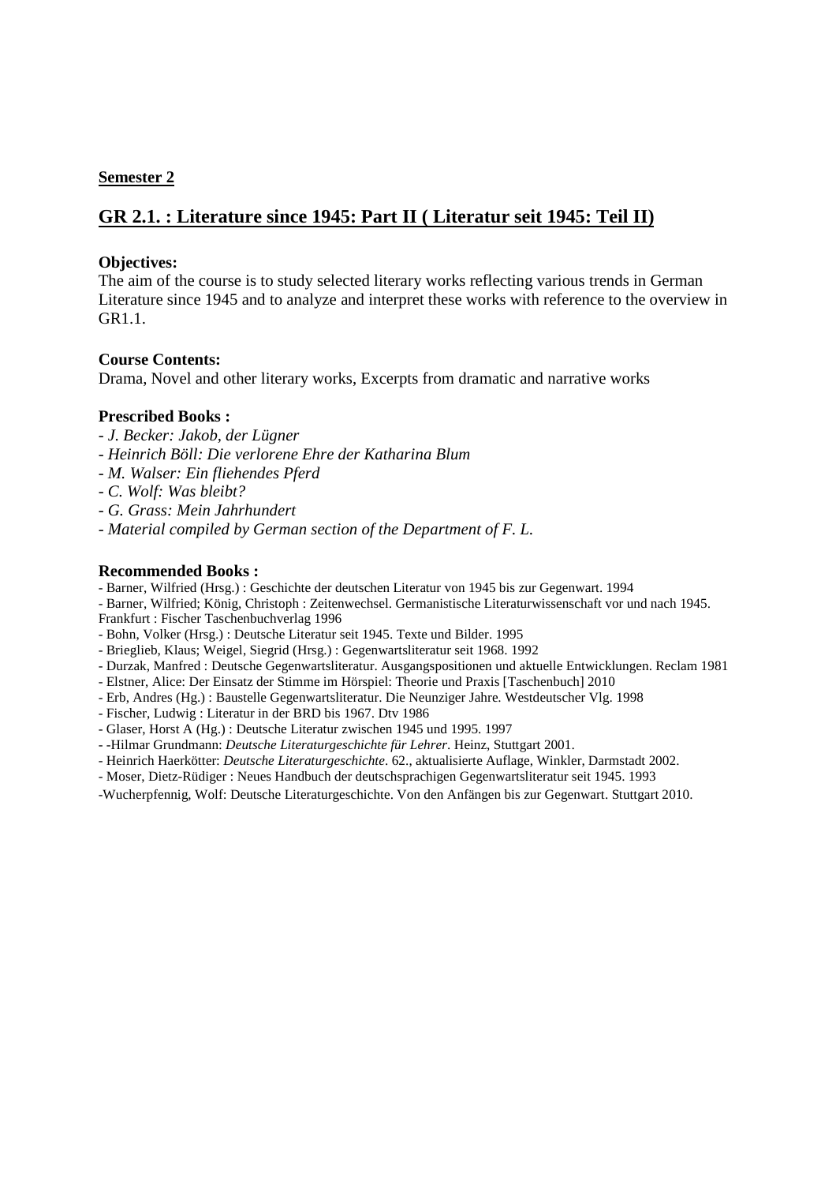**Semester 2**

## GR 2.1. : Literature since 1945: Part II ( Literatur seit 1945: Teil II)

**Objectives:**
The aim of the course is to study selected literary works reflecting various trends in German Literature since 1945 and to analyze and interpret these works with reference to the overview in GR1.1.

**Course Contents:**
Drama, Novel and other literary works, Excerpts from dramatic and narrative works

**Prescribed Books :**

- *J. Becker: Jakob, der Lügner*
- *Heinrich Böll: Die verlorene Ehre der Katharina Blum*
- *M. Walser: Ein fliehendes Pferd*
- *C. Wolf: Was bleibt?*
- *G. Grass: Mein Jahrhundert*
- *Material compiled by German section of the Department of F. L.*

**Recommended Books :**

- Barner, Wilfried (Hrsg.) : Geschichte der deutschen Literatur von 1945 bis zur Gegenwart. 1994
- Barner, Wilfried; König, Christoph : Zeitenwechsel. Germanistische Literaturwissenschaft vor und nach 1945. Frankfurt : Fischer Taschenbuchverlag 1996
- Bohn, Volker (Hrsg.) : Deutsche Literatur seit 1945. Texte und Bilder. 1995
- Brieglieb, Klaus; Weigel, Siegrid (Hrsg.) : Gegenwartsliteratur seit 1968. 1992
- Durzak, Manfred : Deutsche Gegenwartsliteratur. Ausgangspositionen und aktuelle Entwicklungen. Reclam 1981
- Elstner, Alice: Der Einsatz der Stimme im Hörspiel: Theorie und Praxis [Taschenbuch] 2010
- Erb, Andres (Hg.) : Baustelle Gegenwartsliteratur. Die Neunziger Jahre. Westdeutscher Vlg. 1998
- Fischer, Ludwig : Literatur in der BRD bis 1967. Dtv 1986
- Glaser, Horst A (Hg.) : Deutsche Literatur zwischen 1945 und 1995. 1997
- -Hilmar Grundmann: *Deutsche Literaturgeschichte für Lehrer*. Heinz, Stuttgart 2001.
- Heinrich Haerkötter: *Deutsche Literaturgeschichte*. 62., aktualisierte Auflage, Winkler, Darmstadt 2002.
- Moser, Dietz-Rüdiger : Neues Handbuch der deutschsprachigen Gegenwartsliteratur seit 1945. 1993
- Wucherpfennig, Wolf: Deutsche Literaturgeschichte. Von den Anfängen bis zur Gegenwart. Stuttgart 2010.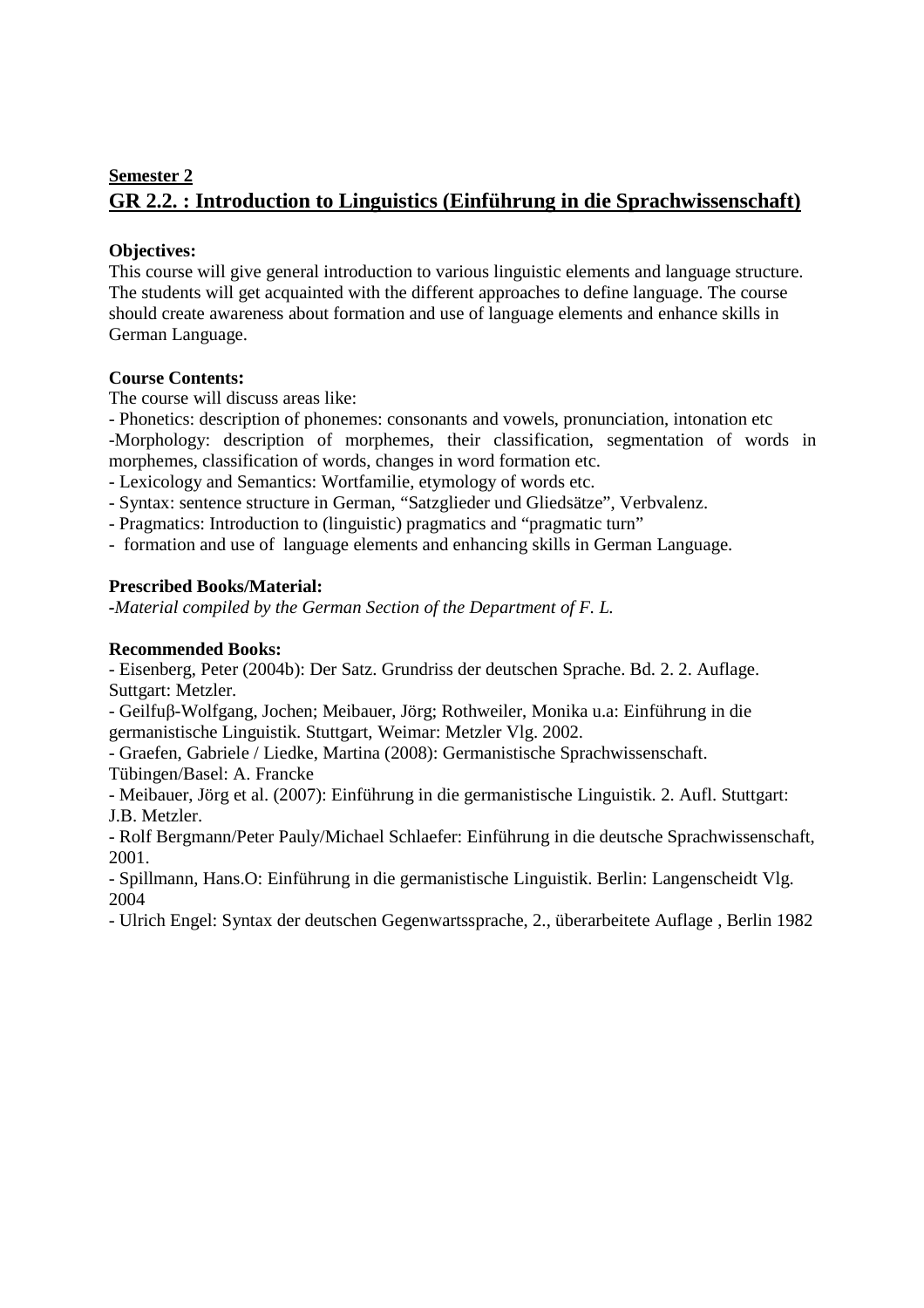**Semester 2**

## GR 2.2. : Introduction to Linguistics (Einführung in die Sprachwissenschaft)

**Objectives:**

This course will give general introduction to various linguistic elements and language structure. The students will get acquainted with the different approaches to define language. The course should create awareness about formation and use of language elements and enhance skills in German Language.

**Course Contents:**

The course will discuss areas like:

- Phonetics: description of phonemes: consonants and vowels, pronunciation, intonation etc
- Morphology: description of morphemes, their classification, segmentation of words in morphemes, classification of words, changes in word formation etc.
- Lexicology and Semantics: Wortfamilie, etymology of words etc.
- Syntax: sentence structure in German, "Satzglieder und Gliedsätze", Verbvalenz.
- Pragmatics: Introduction to (linguistic) pragmatics and "pragmatic turn"
- formation and use of language elements and enhancing skills in German Language.

**Prescribed Books/Material:**

-*Material compiled by the German Section of the Department of F. L.*

**Recommended Books:**

- Eisenberg, Peter (2004b): Der Satz. Grundriss der deutschen Sprache. Bd. 2. 2. Auflage. Suttgart: Metzler.
- Geilfuβ-Wolfgang, Jochen; Meibauer, Jörg; Rothweiler, Monika u.a: Einführung in die germanistische Linguistik. Stuttgart, Weimar: Metzler Vlg. 2002.
- Graefen, Gabriele / Liedke, Martina (2008): Germanistische Sprachwissenschaft. Tübingen/Basel: A. Francke
- Meibauer, Jörg et al. (2007): Einführung in die germanistische Linguistik. 2. Aufl. Stuttgart: J.B. Metzler.
- Rolf Bergmann/Peter Pauly/Michael Schlaefer: Einführung in die deutsche Sprachwissenschaft, 2001.
- Spillmann, Hans.O: Einführung in die germanistische Linguistik. Berlin: Langenscheidt Vlg. 2004
- Ulrich Engel: Syntax der deutschen Gegenwartssprache, 2., überarbeitete Auflage , Berlin 1982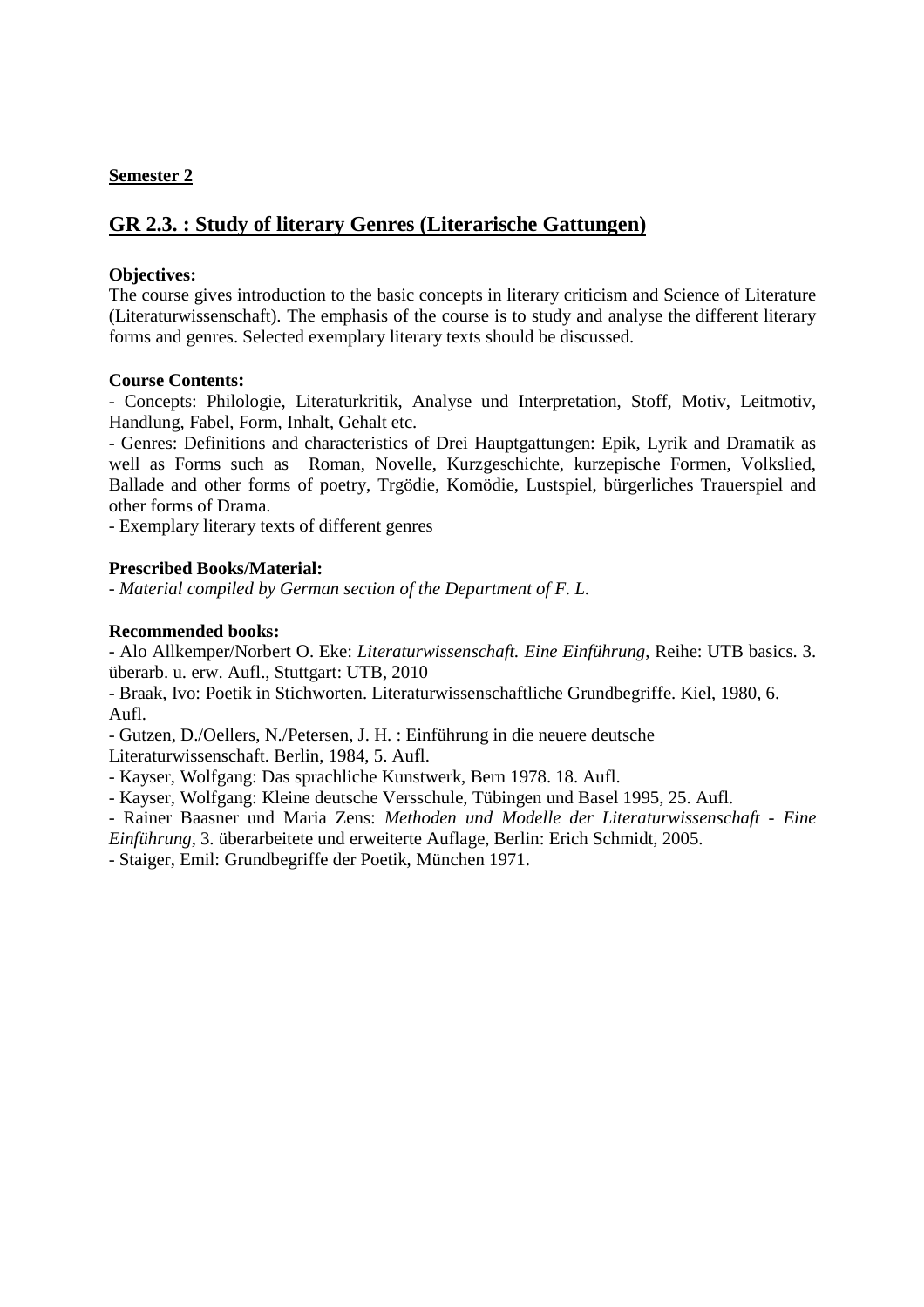**Semester 2**

## GR 2.3. : Study of literary Genres (Literarische Gattungen)

**Objectives:**
The course gives introduction to the basic concepts in literary criticism and Science of Literature (Literaturwissenschaft). The emphasis of the course is to study and analyse the different literary forms and genres. Selected exemplary literary texts should be discussed.

**Course Contents:**
- Concepts: Philologie, Literaturkritik, Analyse und Interpretation, Stoff, Motiv, Leitmotiv, Handlung, Fabel, Form, Inhalt, Gehalt etc.
- Genres: Definitions and characteristics of Drei Hauptgattungen: Epik, Lyrik and Dramatik as well as Forms such as Roman, Novelle, Kurzgeschichte, kurzepische Formen, Volkslied, Ballade and other forms of poetry, Trgödie, Komödie, Lustspiel, bürgerliches Trauerspiel and other forms of Drama.
- Exemplary literary texts of different genres

**Prescribed Books/Material:**
- *Material compiled by German section of the Department of F. L.*

**Recommended books:**
- Alo Allkemper/Norbert O. Eke: *Literaturwissenschaft. Eine Einführung*, Reihe: UTB basics. 3. überarb. u. erw. Aufl., Stuttgart: UTB, 2010
- Braak, Ivo: Poetik in Stichworten. Literaturwissenschaftliche Grundbegriffe. Kiel, 1980, 6. Aufl.
- Gutzen, D./Oellers, N./Petersen, J. H. : Einführung in die neuere deutsche Literaturwissenschaft. Berlin, 1984, 5. Aufl.
- Kayser, Wolfgang: Das sprachliche Kunstwerk, Bern 1978. 18. Aufl.
- Kayser, Wolfgang: Kleine deutsche Versschule, Tübingen und Basel 1995, 25. Aufl.
- Rainer Baasner und Maria Zens: *Methoden und Modelle der Literaturwissenschaft - Eine Einführung*, 3. überarbeitete und erweiterte Auflage, Berlin: Erich Schmidt, 2005.
- Staiger, Emil: Grundbegriffe der Poetik, München 1971.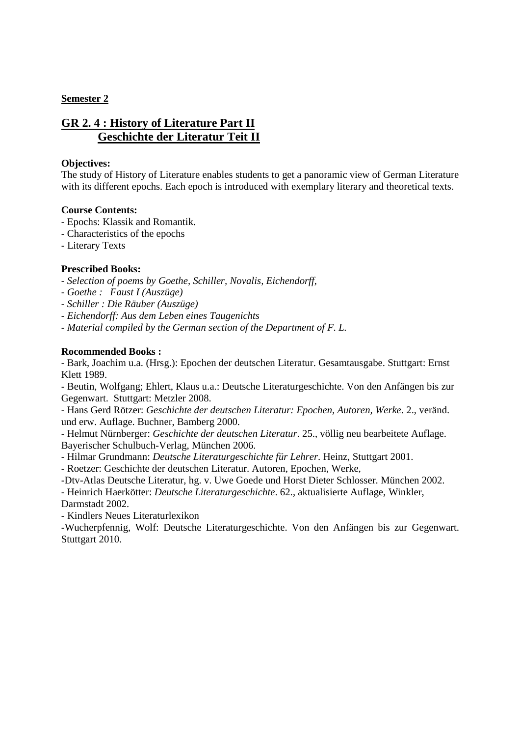**Semester 2**

## GR 2. 4 : History of Literature Part II
## Geschichte der Literatur Teit II

**Objectives:**
The study of History of Literature enables students to get a panoramic view of German Literature with its different epochs. Each epoch is introduced with exemplary literary and theoretical texts.

**Course Contents:**
- Epochs: Klassik and Romantik.
- Characteristics of the epochs
- Literary Texts

**Prescribed Books:**
- *Selection of poems by Goethe, Schiller, Novalis, Eichendorff,*
- *Goethe : Faust I (Auszüge)*
- *Schiller : Die Räuber (Auszüge)*
- *Eichendorff: Aus dem Leben eines Taugenichts*
- *Material compiled by the German section of the Department of F. L.*

**Rocommended Books :**
- Bark, Joachim u.a. (Hrsg.): Epochen der deutschen Literatur. Gesamtausgabe. Stuttgart: Ernst Klett 1989.
- Beutin, Wolfgang; Ehlert, Klaus u.a.: Deutsche Literaturgeschichte. Von den Anfängen bis zur Gegenwart. Stuttgart: Metzler 2008.
- Hans Gerd Rötzer: *Geschichte der deutschen Literatur: Epochen, Autoren, Werke*. 2., veränd. und erw. Auflage. Buchner, Bamberg 2000.
- Helmut Nürnberger: *Geschichte der deutschen Literatur*. 25., völlig neu bearbeitete Auflage. Bayerischer Schulbuch-Verlag, München 2006.
- Hilmar Grundmann: *Deutsche Literaturgeschichte für Lehrer*. Heinz, Stuttgart 2001.
- Roetzer: Geschichte der deutschen Literatur. Autoren, Epochen, Werke,
-Dtv-Atlas Deutsche Literatur, hg. v. Uwe Goede und Horst Dieter Schlosser. München 2002.
- Heinrich Haerkötter: *Deutsche Literaturgeschichte*. 62., aktualisierte Auflage, Winkler, Darmstadt 2002.
- Kindlers Neues Literaturlexikon
-Wucherpfennig, Wolf: Deutsche Literaturgeschichte. Von den Anfängen bis zur Gegenwart. Stuttgart 2010.